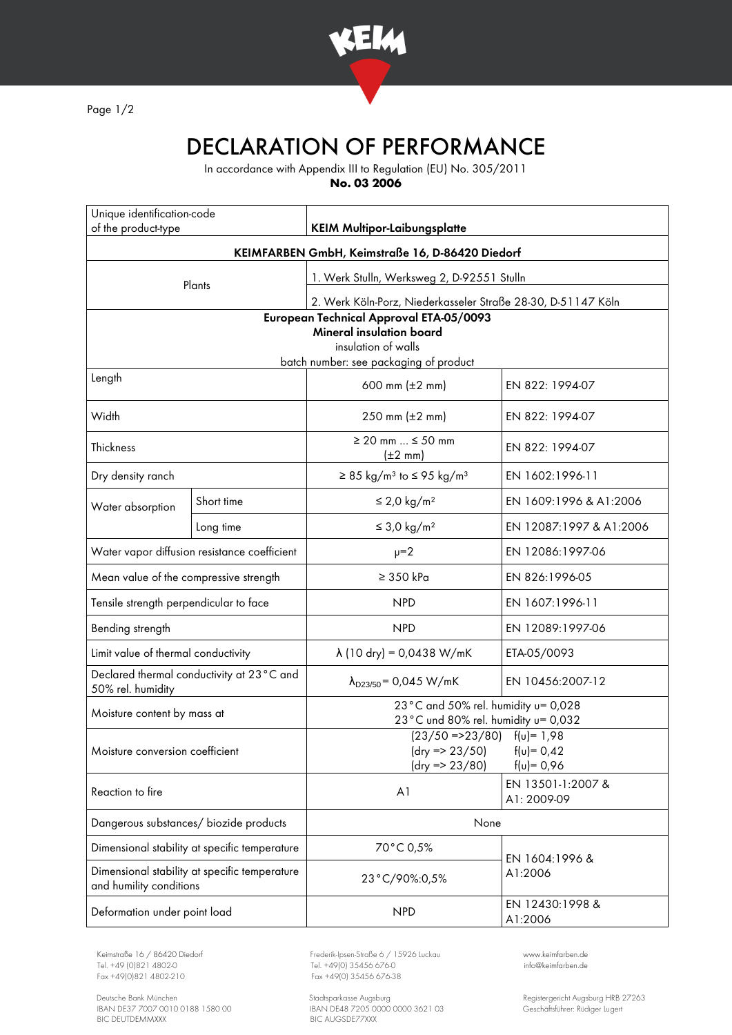# DECLARATION OF PERFORMANCE

In accordance with Appendix III to Regulation (EU) No. 305/2011

**No. 03 2006**

| Unique identification-code of the product-type | | **KEIM Multipor-Laibungsplatte** | |
|---|---|---|---|
| **KEIMFARBEN GmbH, Keimstraße 16, D-86420 Diedorf** | | | |
| Plants | | 1. Werk Stulln, Werksweg 2, D-92551 Stulln | |
| | | 2. Werk Köln-Porz, Niederkasseler Straße 28-30, D-51147 Köln | |
| **European Technical Approval ETA-05/0093**<br>**Mineral insulation board**<br>insulation of walls<br>batch number: see packaging of product | | | |
| Length | | 600 mm (±2 mm) | EN 822: 1994-07 |
| Width | | 250 mm (±2 mm) | EN 822: 1994-07 |
| Thickness | | ≥ 20 mm ... ≤ 50 mm (±2 mm) | EN 822: 1994-07 |
| Dry density ranch | | ≥ 85 kg/m³ to ≤ 95 kg/m³ | EN 1602:1996-11 |
| Water absorption | Short time | ≤ 2,0 kg/m² | EN 1609:1996 & A1:2006 |
| | Long time | ≤ 3,0 kg/m² | EN 12087:1997 & A1:2006 |
| Water vapor diffusion resistance coefficient | | $\mu$=2 | EN 12086:1997-06 |
| Mean value of the compressive strength | | ≥ 350 kPa | EN 826:1996-05 |
| Tensile strength perpendicular to face | | NPD | EN 1607:1996-11 |
| Bending strength | | NPD | EN 12089:1997-06 |
| Limit value of thermal conductivity | | $\lambda$ (10 dry) = 0,0438 W/mK | ETA-05/0093 |
| Declared thermal conductivity at 23°C and 50% rel. humidity | | $\lambda_{D23/50}$ = 0,045 W/mK | EN 10456:2007-12 |
| Moisture content by mass at | | 23°C and 50% rel. humidity u= 0,028<br>23°C und 80% rel. humidity u= 0,032 | |
| Moisture conversion coefficient | | (23/50 =>23/80) f(u)= 1,98<br>(dry => 23/50) f(u)= 0,42<br>(dry => 23/80) f(u)= 0,96 | |
| Reaction to fire | | A1 | EN 13501-1:2007 & A1: 2009-09 |
| Dangerous substances/ biozide products | | None | |
| Dimensional stability at specific temperature | | 70°C 0,5% | EN 1604:1996 & A1:2006 |
| Dimensional stability at specific temperature and humility conditions | | 23°C/90%:0,5% | |
| Deformation under point load | | NPD | EN 12430:1998 & A1:2006 |

Keimstraße 16 / 86420 Diedorf
Tel. +49 (0)821 4802-0
Fax +49(0)821 4802-210

Frederik-Ipsen-Straße 6 / 15926 Luckau
Tel. +49(0) 35456 676-0
Fax +49(0) 35456 676-38

www.keimfarben.de
info@keimfarben.de

Deutsche Bank München
IBAN DE37 7007 0010 0188 1580 00
BIC DEUTDEMMXXX

Stadtsparkasse Augsburg
IBAN DE48 7205 0000 0000 3621 03
BIC AUGSDE77XXX

Registergericht Augsburg HRB 27263
Geschäftsführer: Rüdiger Lugert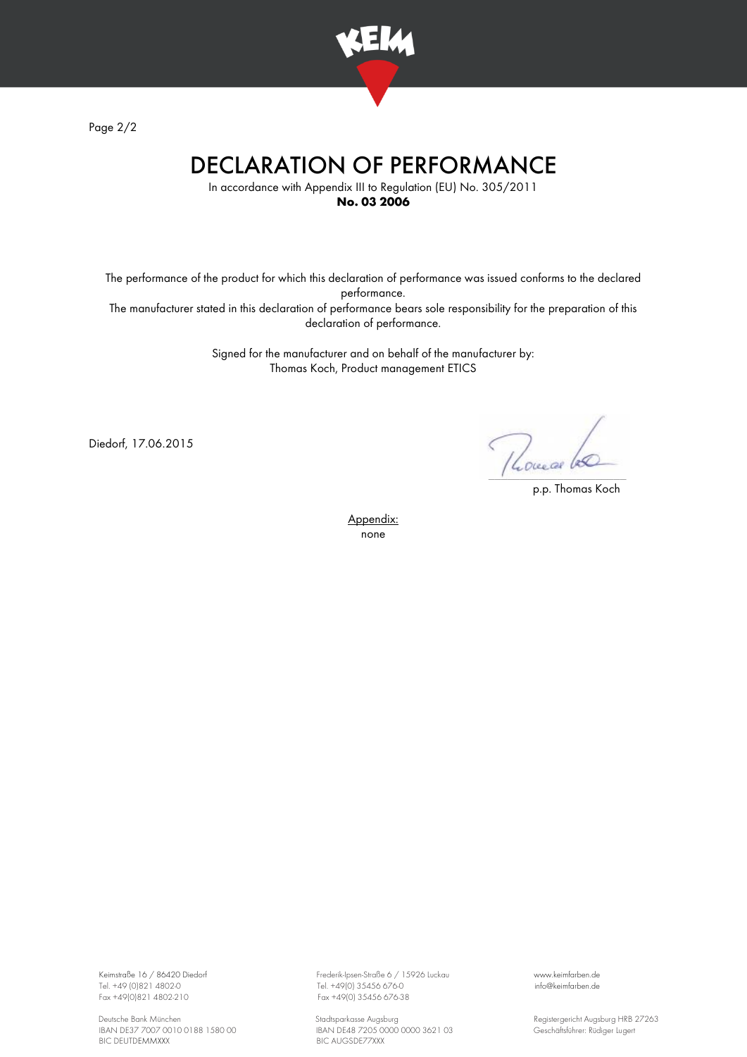# DECLARATION OF PERFORMANCE

In accordance with Appendix III to Regulation (EU) No. 305/2011

**No. 03 2006**

The performance of the product for which this declaration of performance was issued conforms to the declared performance.
The manufacturer stated in this declaration of performance bears sole responsibility for the preparation of this declaration of performance.

Signed for the manufacturer and on behalf of the manufacturer by:
Thomas Koch, Product management ETICS

Diedorf, 17.06.2015

p.p. Thomas Koch

Appendix:
none

Keimstraße 16 / 86420 Diedorf
Tel. +49 (0)821 4802-0
Fax +49(0)821 4802-210

Frederik-Ipsen-Straße 6 / 15926 Luckau
Tel. +49(0) 35456 676-0
Fax +49(0) 35456 676-38

www.keimfarben.de
info@keimfarben.de

Deutsche Bank München
IBAN DE37 7007 0010 0188 1580 00
BIC DEUTDEMMXXX

Stadtsparkasse Augsburg
IBAN DE48 7205 0000 0000 3621 03
BIC AUGSDE77XXX

Registergericht Augsburg HRB 27263
Geschäftsführer: Rüdiger Lugert